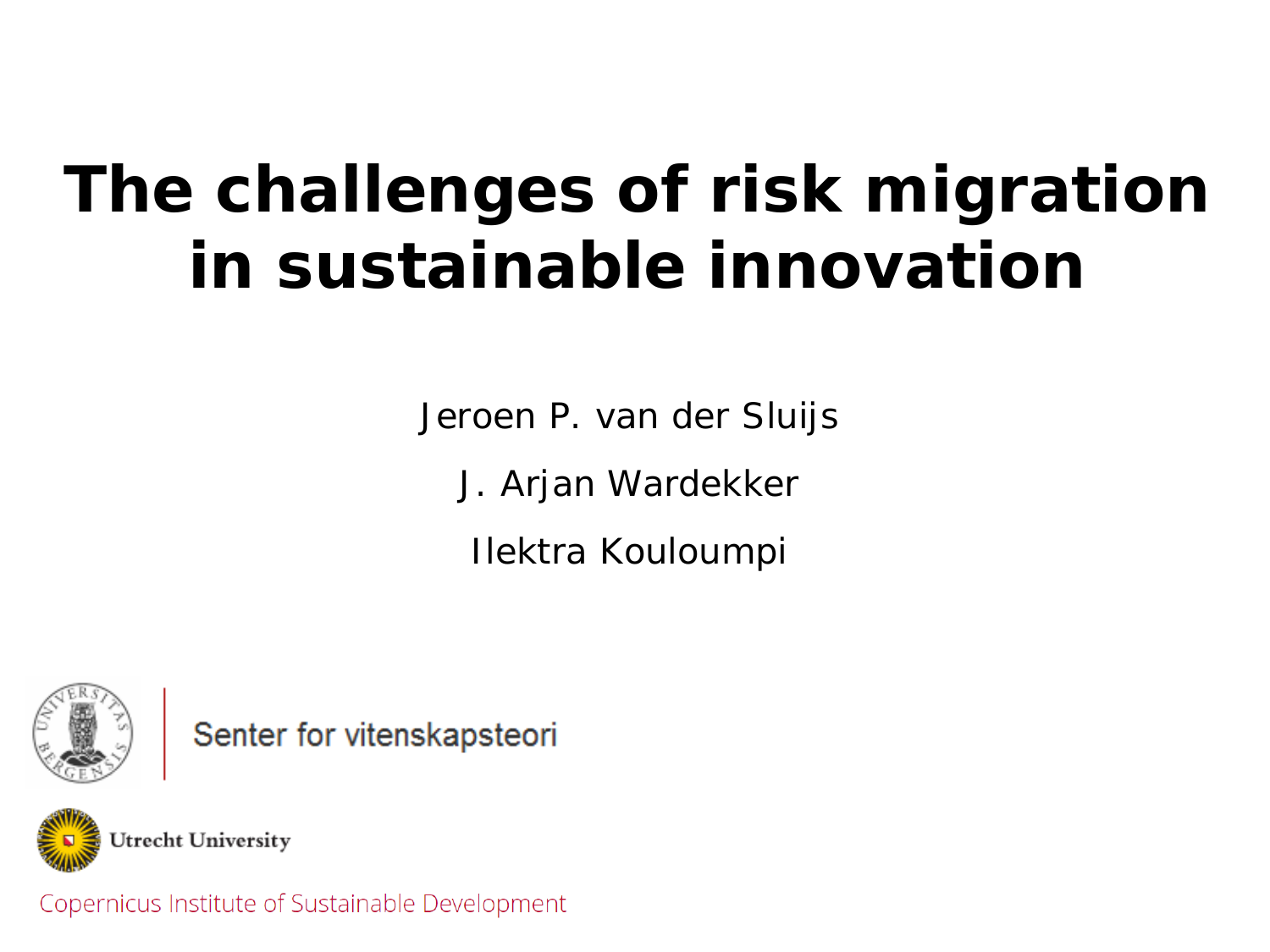# The challenges of risk migration in sustainable innovation

Jeroen P. van der Sluijs

J. Arjan Wardekker

Ilektra Kouloumpi

Senter for vitenskapsteori

Utrecht University

Copernicus Institute of Sustainable Development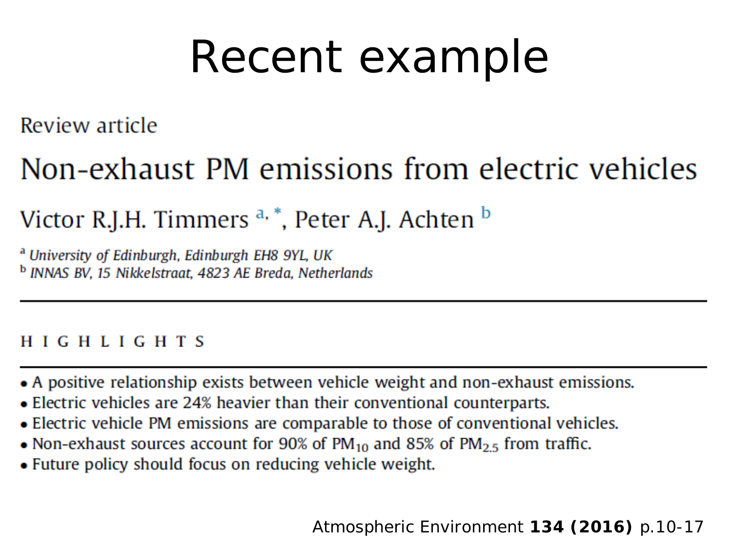# Recent example

Review article

## Non-exhaust PM emissions from electric vehicles

Victor R.J.H. Timmers [a,*], Peter A.J. Achten [b]

[a] *University of Edinburgh, Edinburgh EH8 9YL, UK*
[b] *INNAS BV, 15 Nikkelstraat, 4823 AE Breda, Netherlands*

### HIGHLIGHTS

- A positive relationship exists between vehicle weight and non-exhaust emissions.
- Electric vehicles are 24% heavier than their conventional counterparts.
- Electric vehicle PM emissions are comparable to those of conventional vehicles.
- Non-exhaust sources account for 90% of $PM_{10}$ and 85% of $PM_{2.5}$ from traffic.
- Future policy should focus on reducing vehicle weight.

Atmospheric Environment **134 (2016)** p.10-17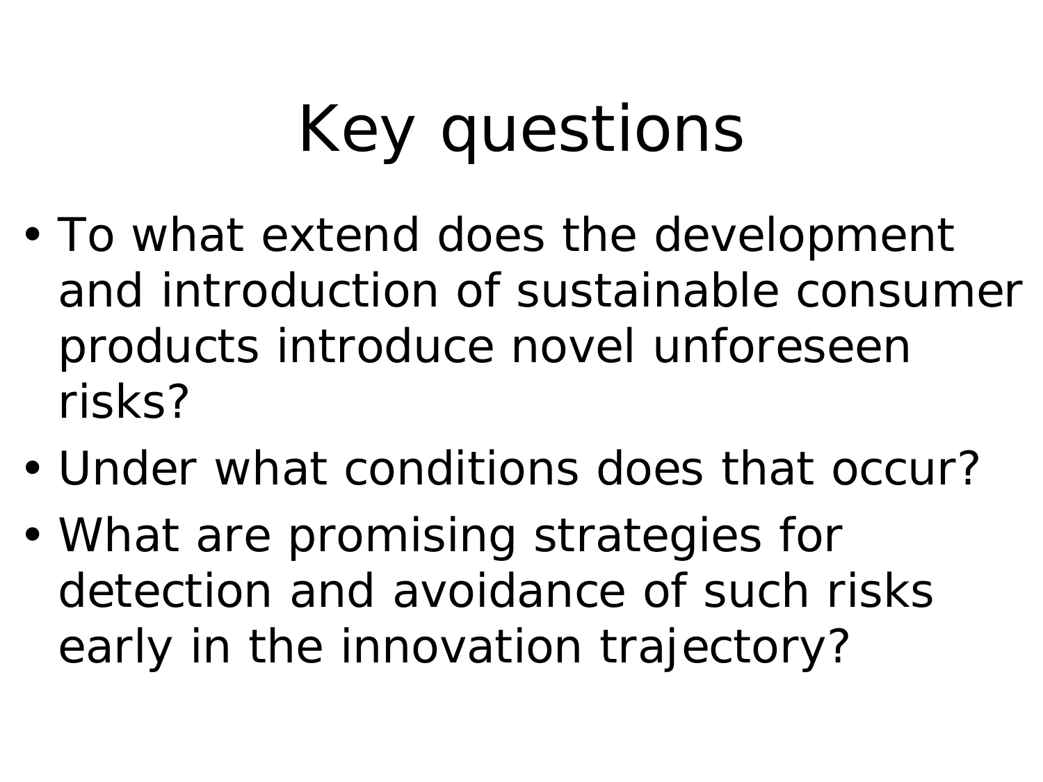# Key questions

- To what extend does the development and introduction of sustainable consumer products introduce novel unforeseen risks?
- Under what conditions does that occur?
- What are promising strategies for detection and avoidance of such risks early in the innovation trajectory?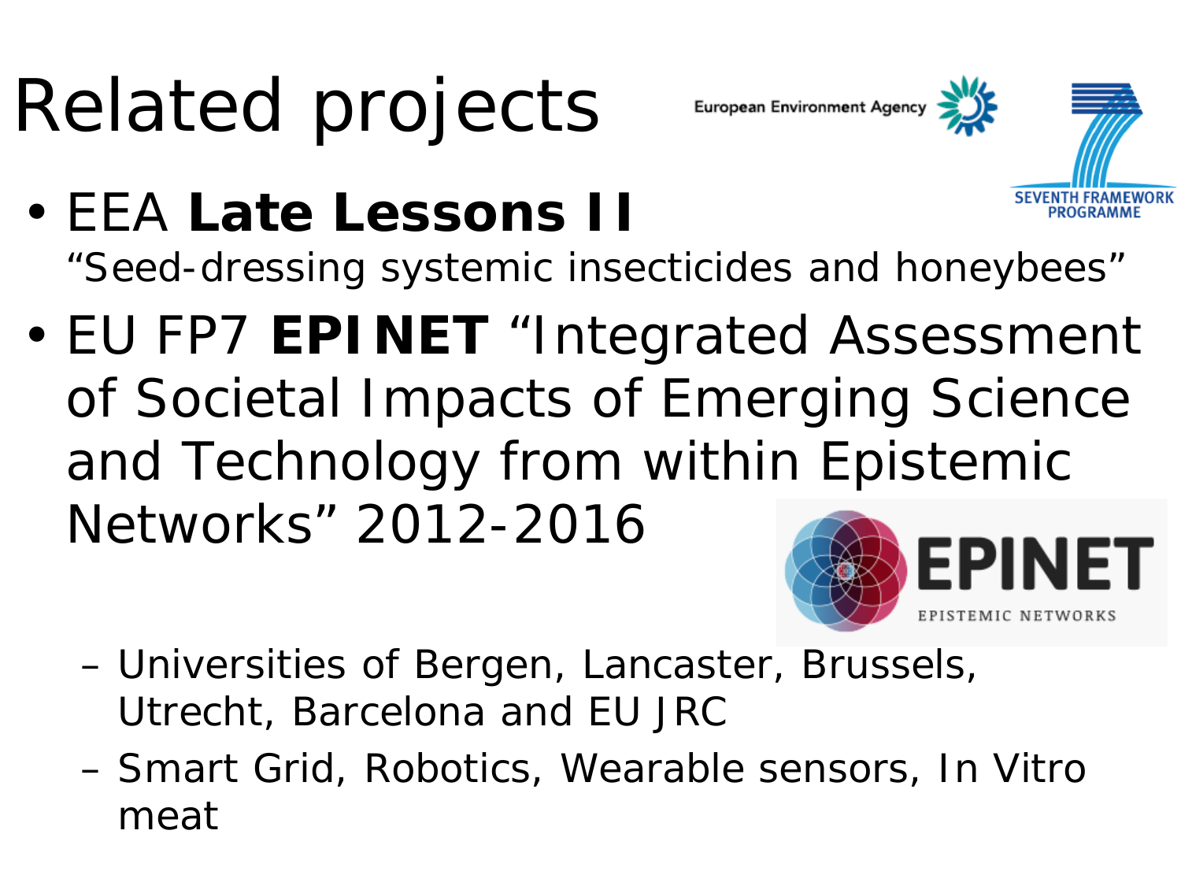# Related projects

- EEA **Late Lessons II**
  "Seed-dressing systemic insecticides and honeybees"
- EU FP7 **EPINET** "Integrated Assessment of Societal Impacts of Emerging Science and Technology from within Epistemic Networks" 2012-2016
  - Universities of Bergen, Lancaster, Brussels, Utrecht, Barcelona and EU JRC
  - Smart Grid, Robotics, Wearable sensors, In Vitro meat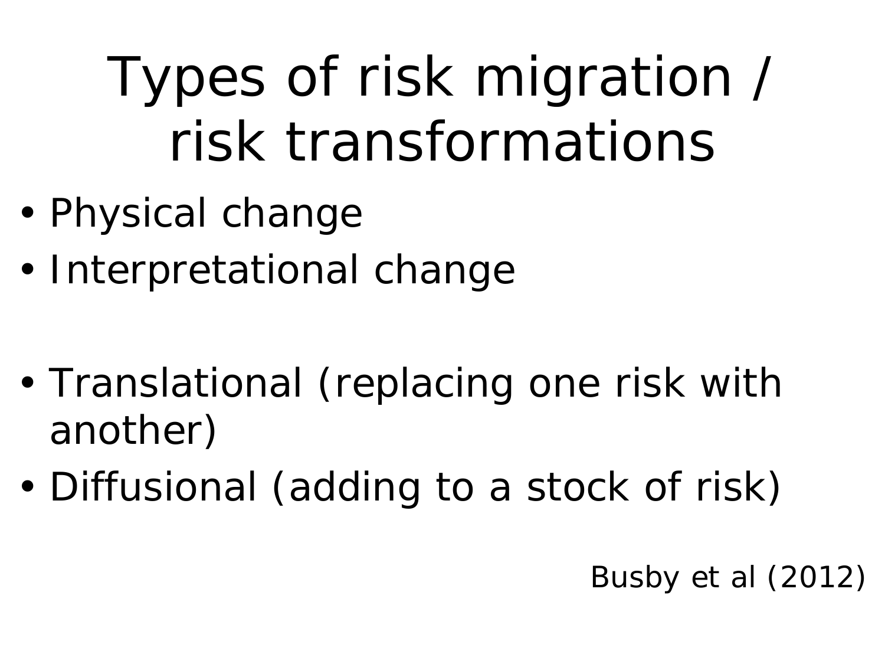# Types of risk migration / risk transformations

- Physical change
- Interpretational change

- Translational (replacing one risk with another)
- Diffusional (adding to a stock of risk)

Busby et al (2012)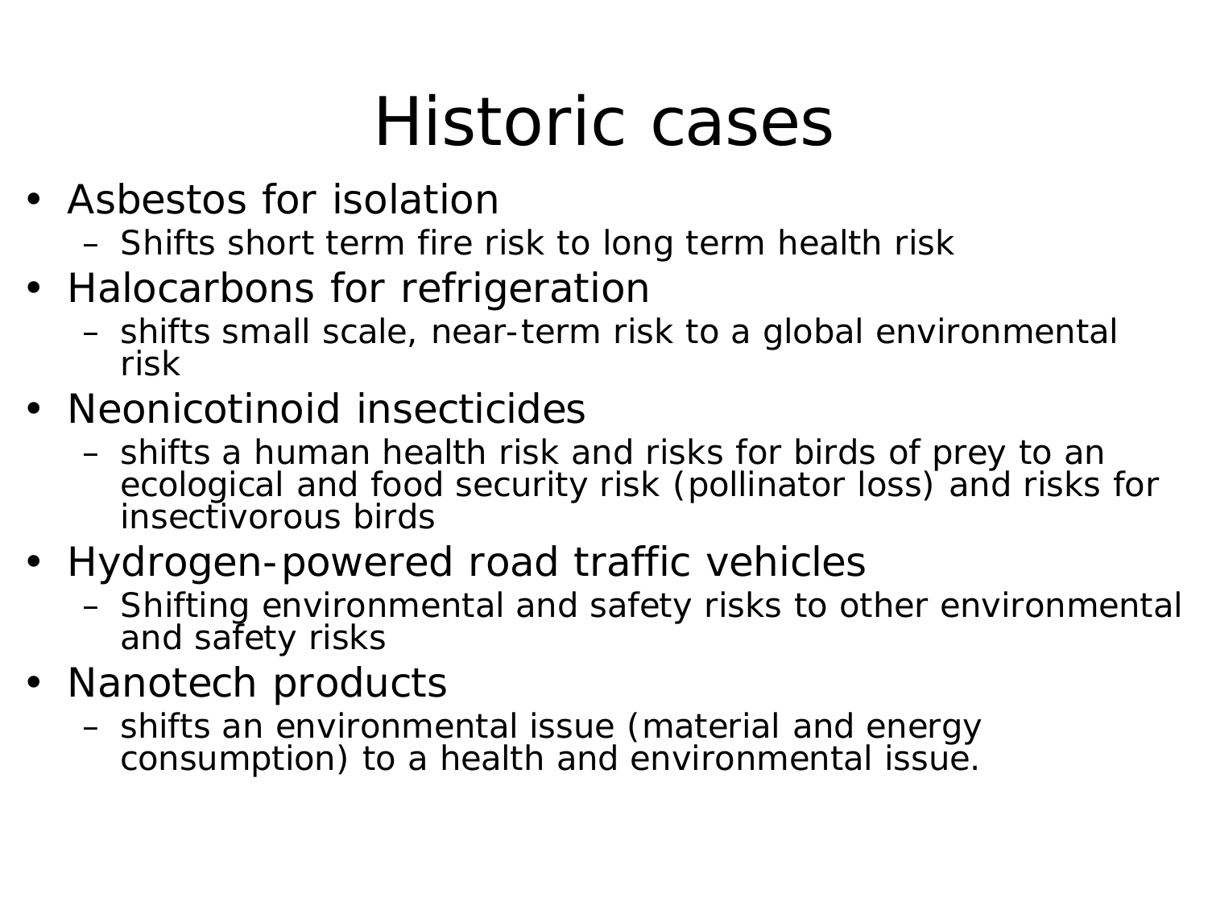# Historic cases

- Asbestos for isolation
  - Shifts short term fire risk to long term health risk
- Halocarbons for refrigeration
  - shifts small scale, near-term risk to a global environmental risk
- Neonicotinoid insecticides
  - shifts a human health risk and risks for birds of prey to an ecological and food security risk (pollinator loss) and risks for insectivorous birds
- Hydrogen-powered road traffic vehicles
  - Shifting environmental and safety risks to other environmental and safety risks
- Nanotech products
  - shifts an environmental issue (material and energy consumption) to a health and environmental issue.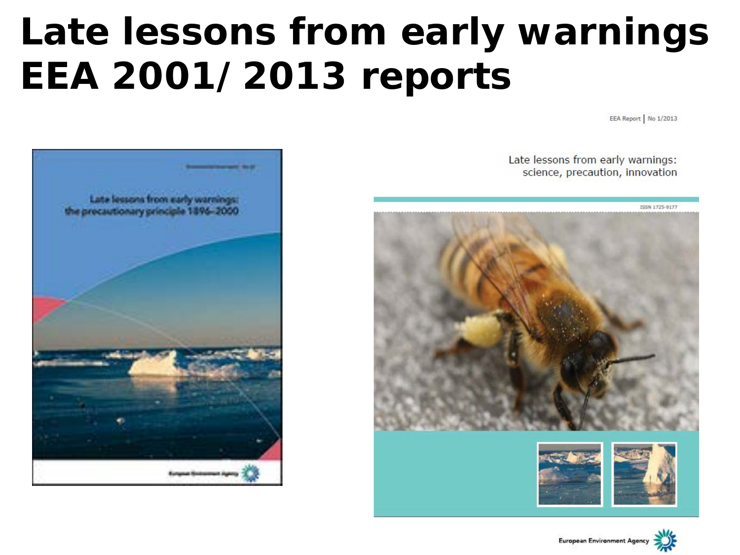# Late lessons from early warnings EEA 2001/ 2013 reports

Late lessons from early warnings: the precautionary principle 1896–2000

European Environment Agency

EEA Report | No 1/2013

Late lessons from early warnings: science, precaution, innovation

ISSN 1725-9177

European Environment Agency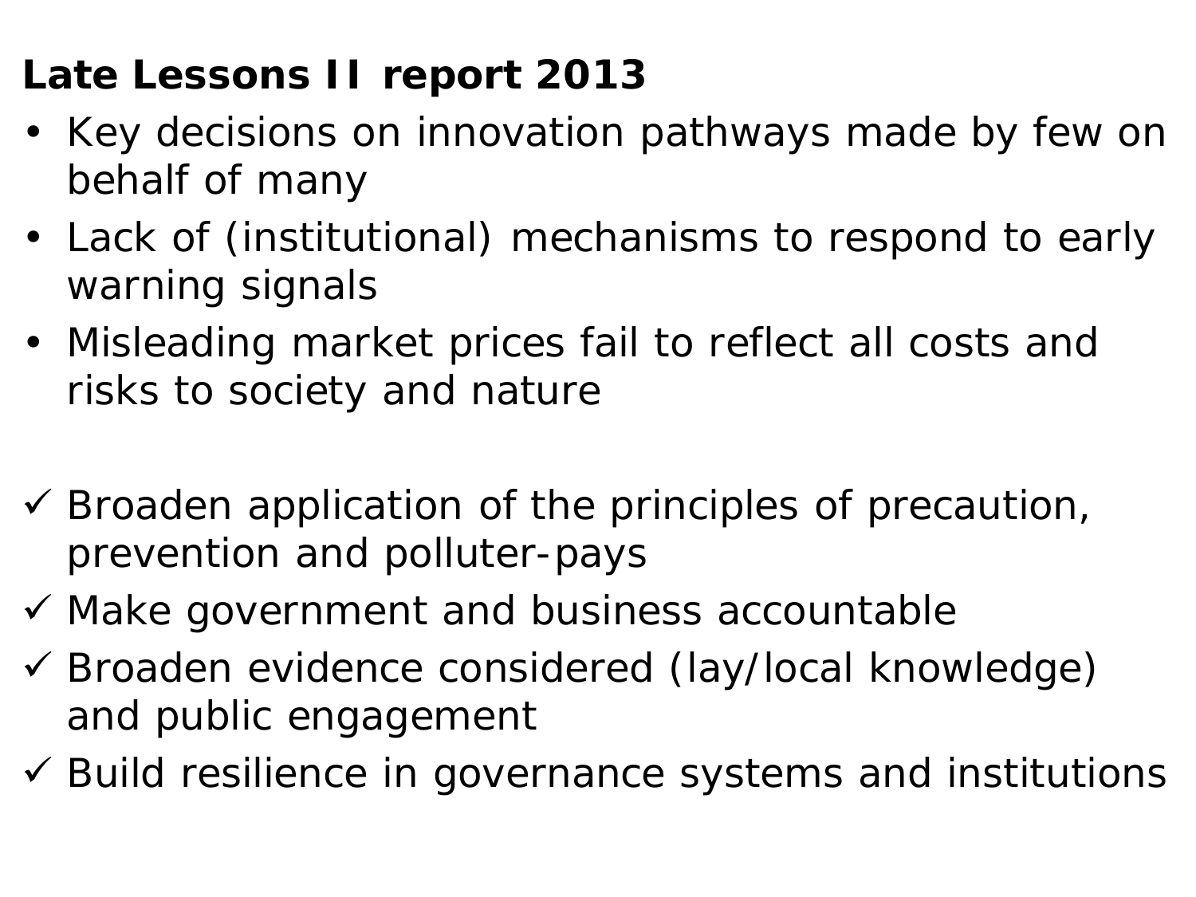**Late Lessons II report 2013**

- Key decisions on innovation pathways made by few on behalf of many
- Lack of (institutional) mechanisms to respond to early warning signals
- Misleading market prices fail to reflect all costs and risks to society and nature

- ✓ Broaden application of the principles of precaution, prevention and polluter-pays
- ✓ Make government and business accountable
- ✓ Broaden evidence considered (lay/local knowledge) and public engagement
- ✓ Build resilience in governance systems and institutions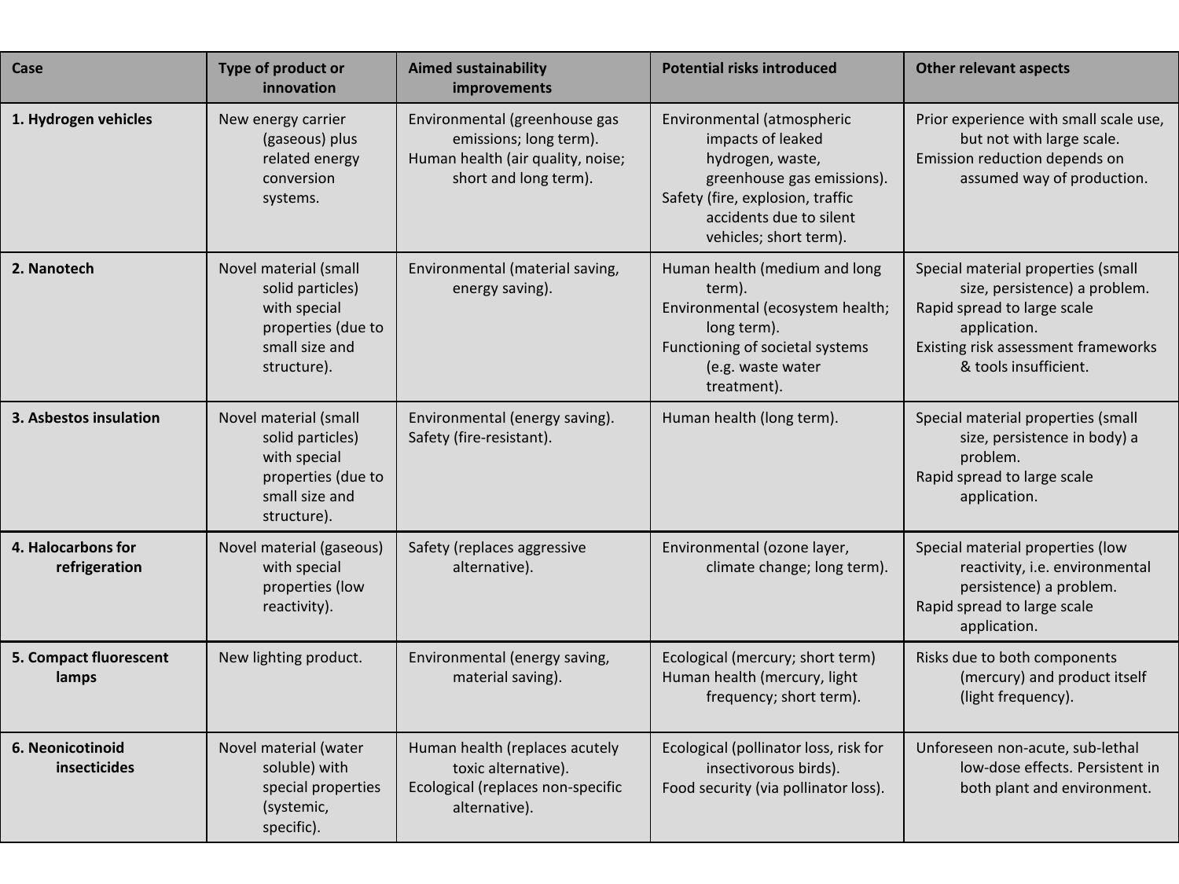| Case | Type of product or innovation | Aimed sustainability improvements | Potential risks introduced | Other relevant aspects |
|---|---|---|---|---|
| **1. Hydrogen vehicles** | New energy carrier (gaseous) plus related energy conversion systems. | Environmental (greenhouse gas emissions; long term). Human health (air quality, noise; short and long term). | Environmental (atmospheric impacts of leaked hydrogen, waste, greenhouse gas emissions). Safety (fire, explosion, traffic accidents due to silent vehicles; short term). | Prior experience with small scale use, but not with large scale. Emission reduction depends on assumed way of production. |
| **2. Nanotech** | Novel material (small solid particles) with special properties (due to small size and structure). | Environmental (material saving, energy saving). | Human health (medium and long term). Environmental (ecosystem health; long term). Functioning of societal systems (e.g. waste water treatment). | Special material properties (small size, persistence) a problem. Rapid spread to large scale application. Existing risk assessment frameworks & tools insufficient. |
| **3. Asbestos insulation** | Novel material (small solid particles) with special properties (due to small size and structure). | Environmental (energy saving). Safety (fire-resistant). | Human health (long term). | Special material properties (small size, persistence in body) a problem. Rapid spread to large scale application. |
| **4. Halocarbons for refrigeration** | Novel material (gaseous) with special properties (low reactivity). | Safety (replaces aggressive alternative). | Environmental (ozone layer, climate change; long term). | Special material properties (low reactivity, i.e. environmental persistence) a problem. Rapid spread to large scale application. |
| **5. Compact fluorescent lamps** | New lighting product. | Environmental (energy saving, material saving). | Ecological (mercury; short term) Human health (mercury, light frequency; short term). | Risks due to both components (mercury) and product itself (light frequency). |
| **6. Neonicotinoid insecticides** | Novel material (water soluble) with special properties (systemic, specific). | Human health (replaces acutely toxic alternative). Ecological (replaces non-specific alternative). | Ecological (pollinator loss, risk for insectivorous birds). Food security (via pollinator loss). | Unforeseen non-acute, sub-lethal low-dose effects. Persistent in both plant and environment. |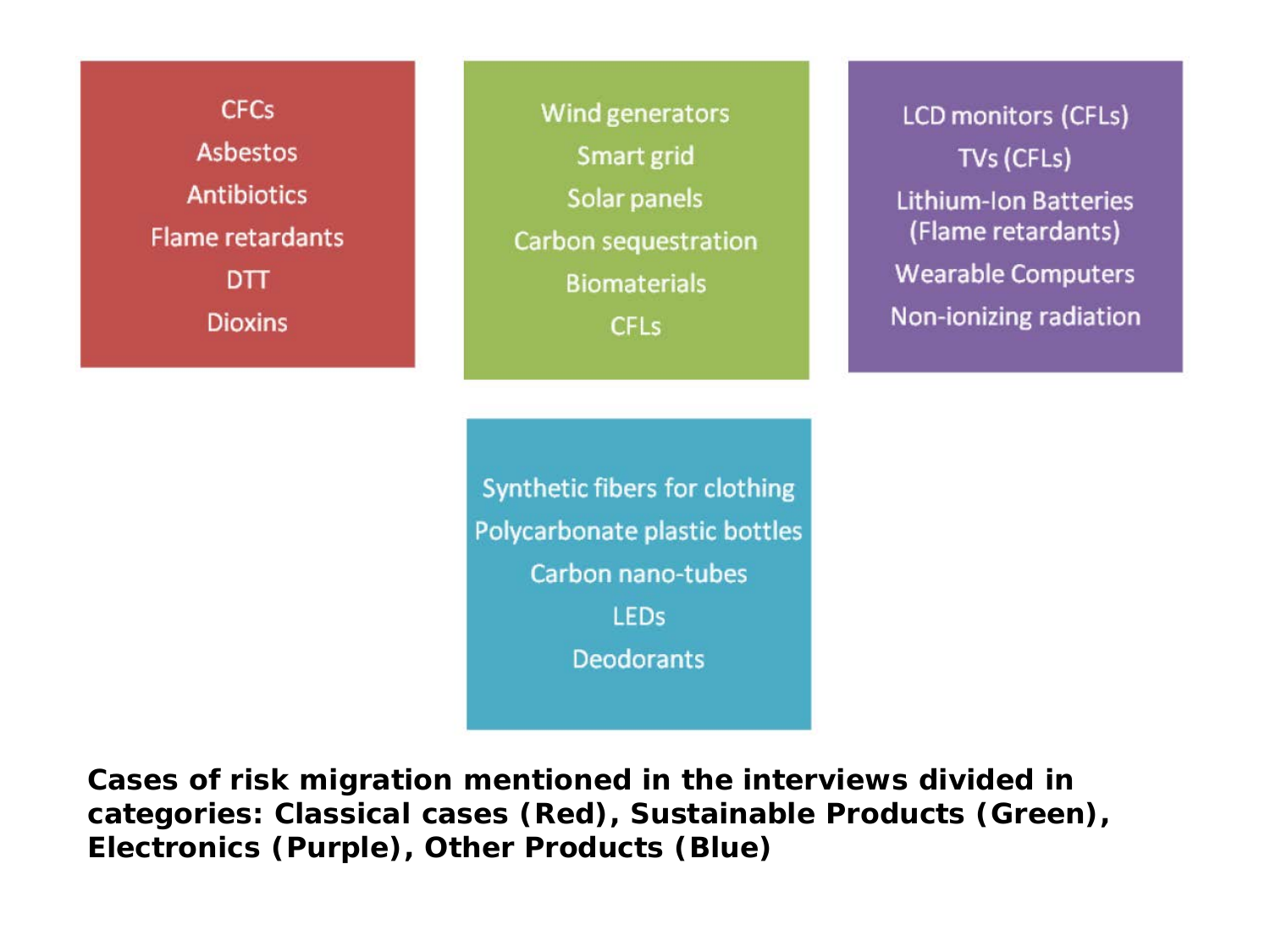CFCs
Asbestos
Antibiotics
Flame retardants
DTT
Dioxins

Wind generators
Smart grid
Solar panels
Carbon sequestration
Biomaterials
CFLs

LCD monitors (CFLs)
TVs (CFLs)
Lithium-Ion Batteries (Flame retardants)
Wearable Computers
Non-ionizing radiation

Synthetic fibers for clothing
Polycarbonate plastic bottles
Carbon nano-tubes
LEDs
Deodorants

**Cases of risk migration mentioned in the interviews divided in categories: Classical cases (Red), Sustainable Products (Green), Electronics (Purple), Other Products (Blue)**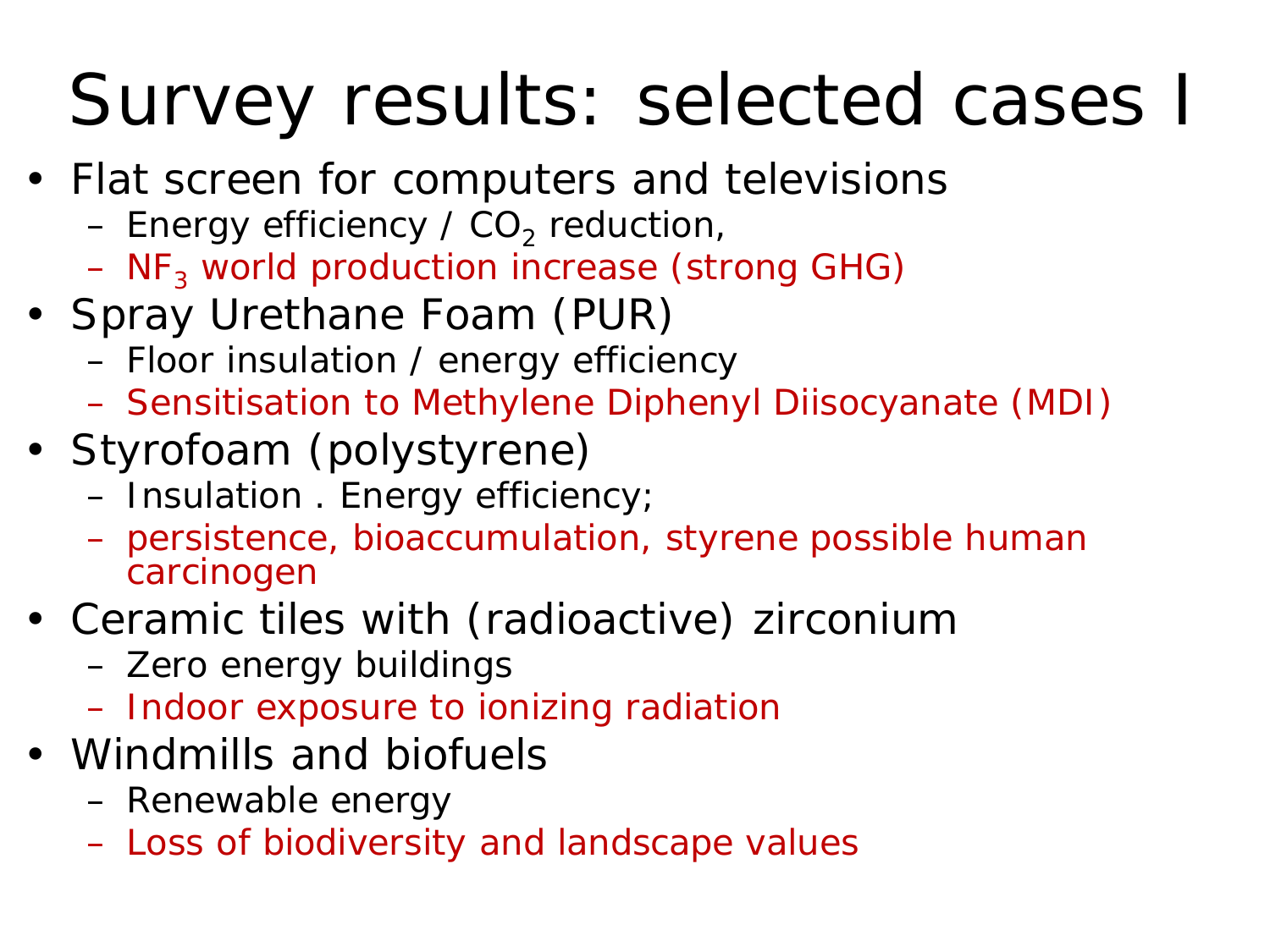# Survey results: selected cases I

- Flat screen for computers and televisions
  - Energy efficiency / $CO_2$ reduction,
  - $NF_3$ world production increase (strong GHG)
- Spray Urethane Foam (PUR)
  - Floor insulation / energy efficiency
  - Sensitisation to Methylene Diphenyl Diisocyanate (MDI)
- Styrofoam (polystyrene)
  - Insulation . Energy efficiency;
  - persistence, bioaccumulation, styrene possible human carcinogen
- Ceramic tiles with (radioactive) zirconium
  - Zero energy buildings
  - Indoor exposure to ionizing radiation
- Windmills and biofuels
  - Renewable energy
  - Loss of biodiversity and landscape values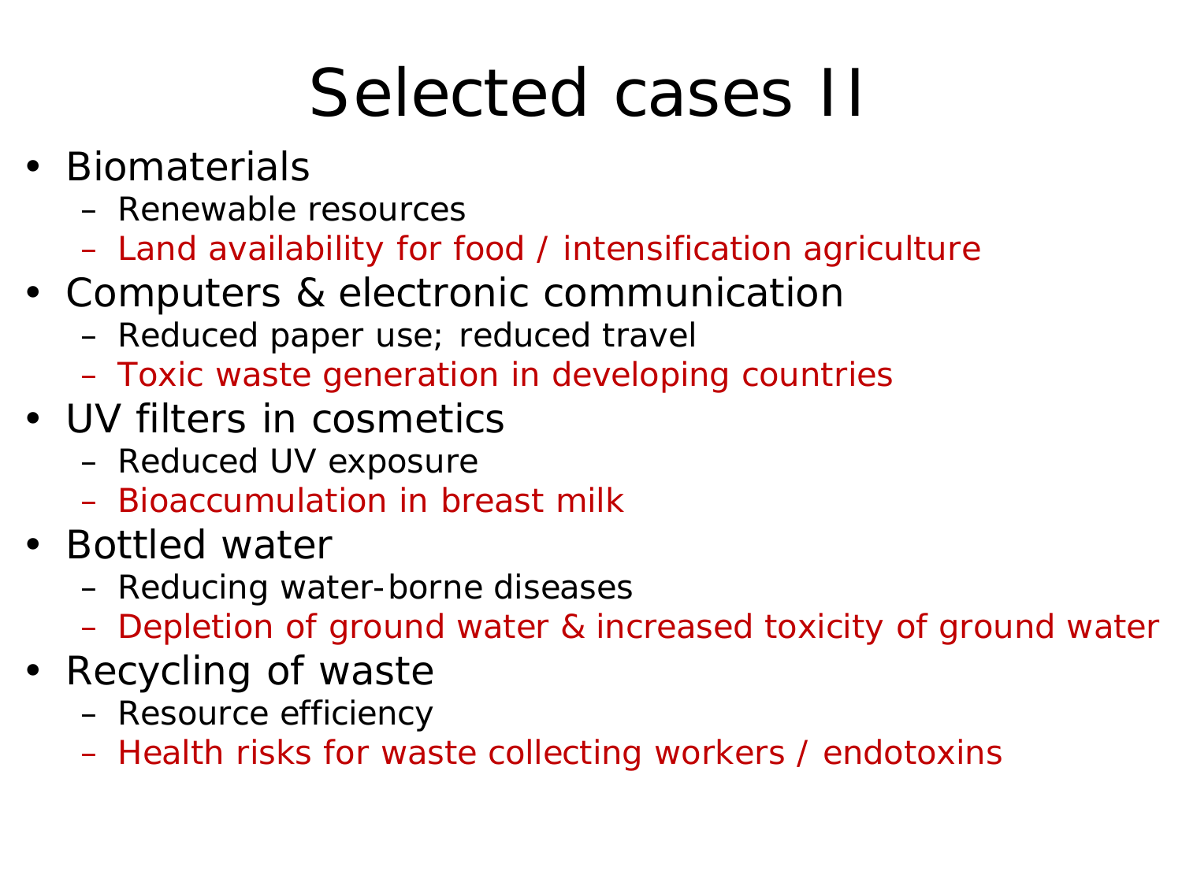# Selected cases II

- Biomaterials
  - Renewable resources
  - Land availability for food / intensification agriculture
- Computers & electronic communication
  - Reduced paper use; reduced travel
  - Toxic waste generation in developing countries
- UV filters in cosmetics
  - Reduced UV exposure
  - Bioaccumulation in breast milk
- Bottled water
  - Reducing water-borne diseases
  - Depletion of ground water & increased toxicity of ground water
- Recycling of waste
  - Resource efficiency
  - Health risks for waste collecting workers / endotoxins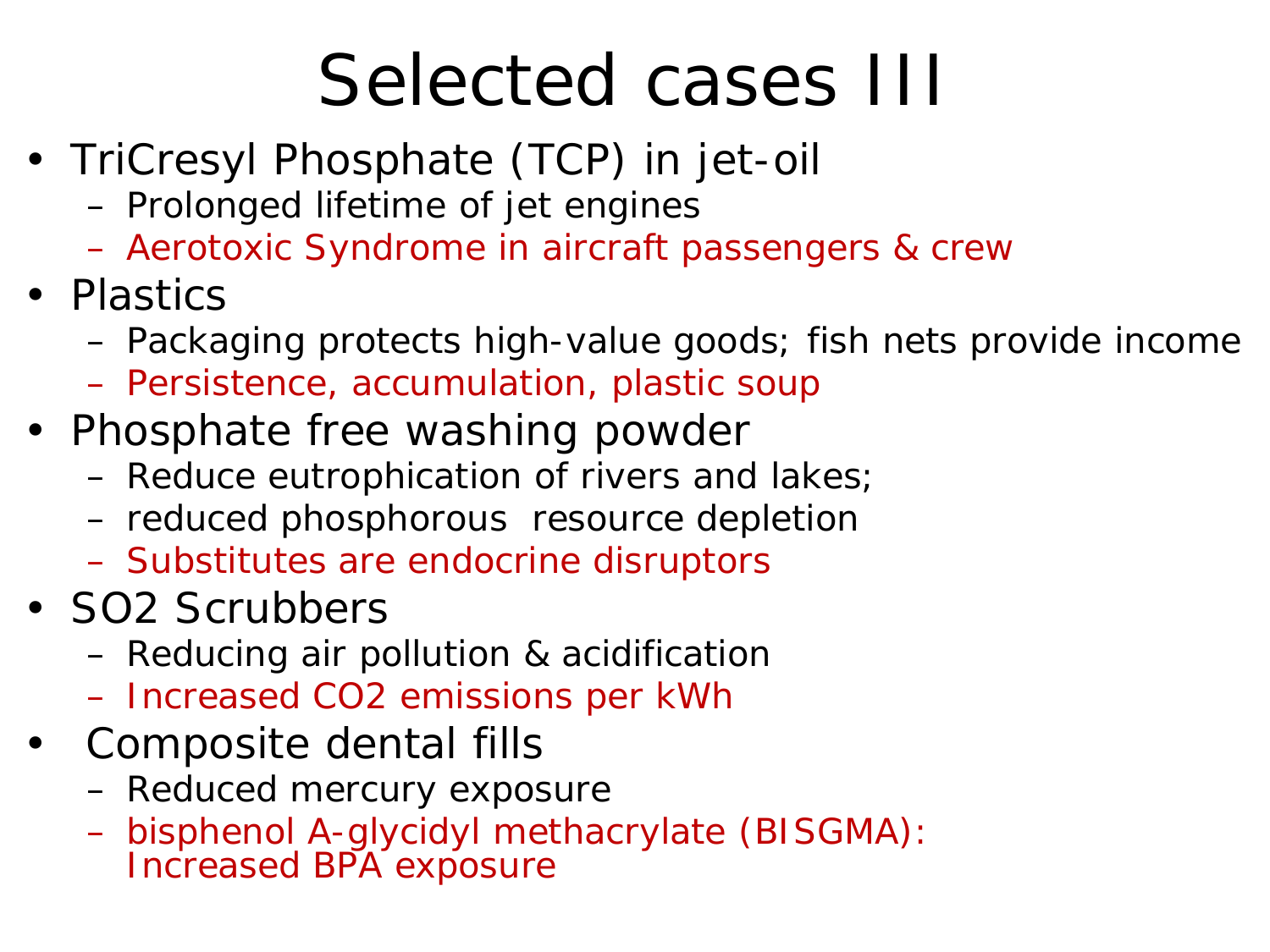# Selected cases III

- TriCresyl Phosphate (TCP) in jet-oil
  - Prolonged lifetime of jet engines
  - Aerotoxic Syndrome in aircraft passengers & crew
- Plastics
  - Packaging protects high-value goods; fish nets provide income
  - Persistence, accumulation, plastic soup
- Phosphate free washing powder
  - Reduce eutrophication of rivers and lakes;
  - reduced phosphorous resource depletion
  - Substitutes are endocrine disruptors
- $SO_2$ Scrubbers
  - Reducing air pollution & acidification
  - Increased $CO_2$ emissions per kWh
- Composite dental fills
  - Reduced mercury exposure
  - bisphenol A-glycidyl methacrylate (BISGMA): Increased BPA exposure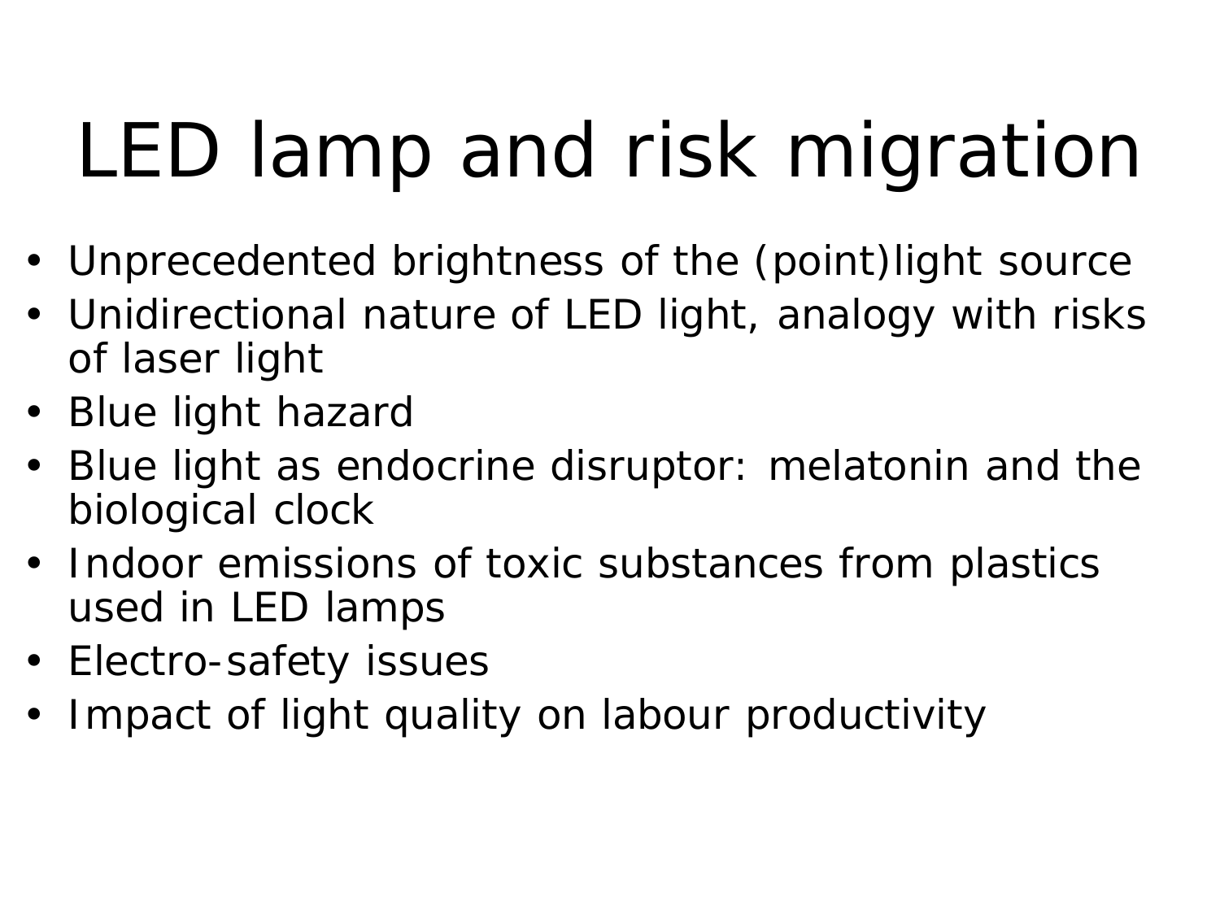# LED lamp and risk migration

- Unprecedented brightness of the (point)light source
- Unidirectional nature of LED light, analogy with risks of laser light
- Blue light hazard
- Blue light as endocrine disruptor: melatonin and the biological clock
- Indoor emissions of toxic substances from plastics used in LED lamps
- Electro-safety issues
- Impact of light quality on labour productivity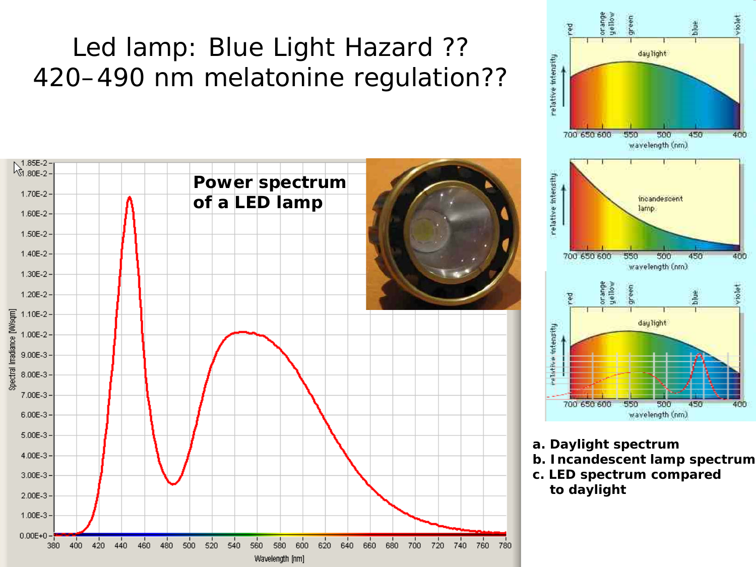# Led lamp: Blue Light Hazard ??
# 420–490 nm melatonine regulation??

**Power spectrum of a LED lamp**

a. Daylight spectrum
b. Incandescent lamp spectrum
c. LED spectrum compared to daylight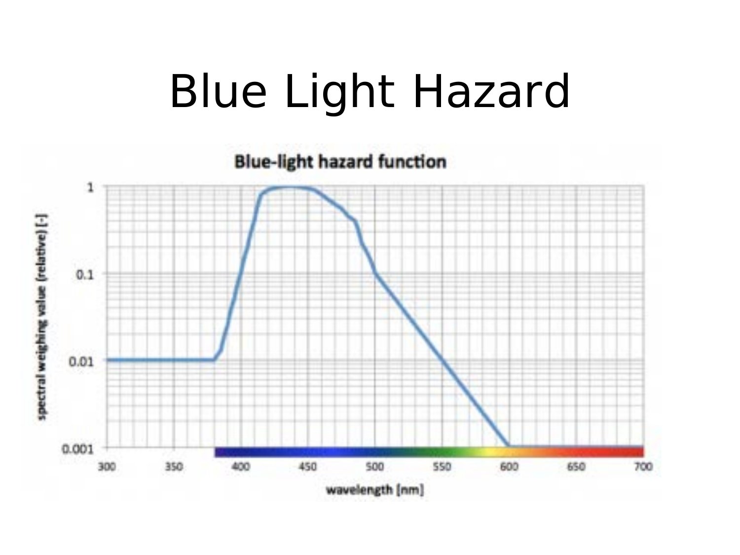# Blue Light Hazard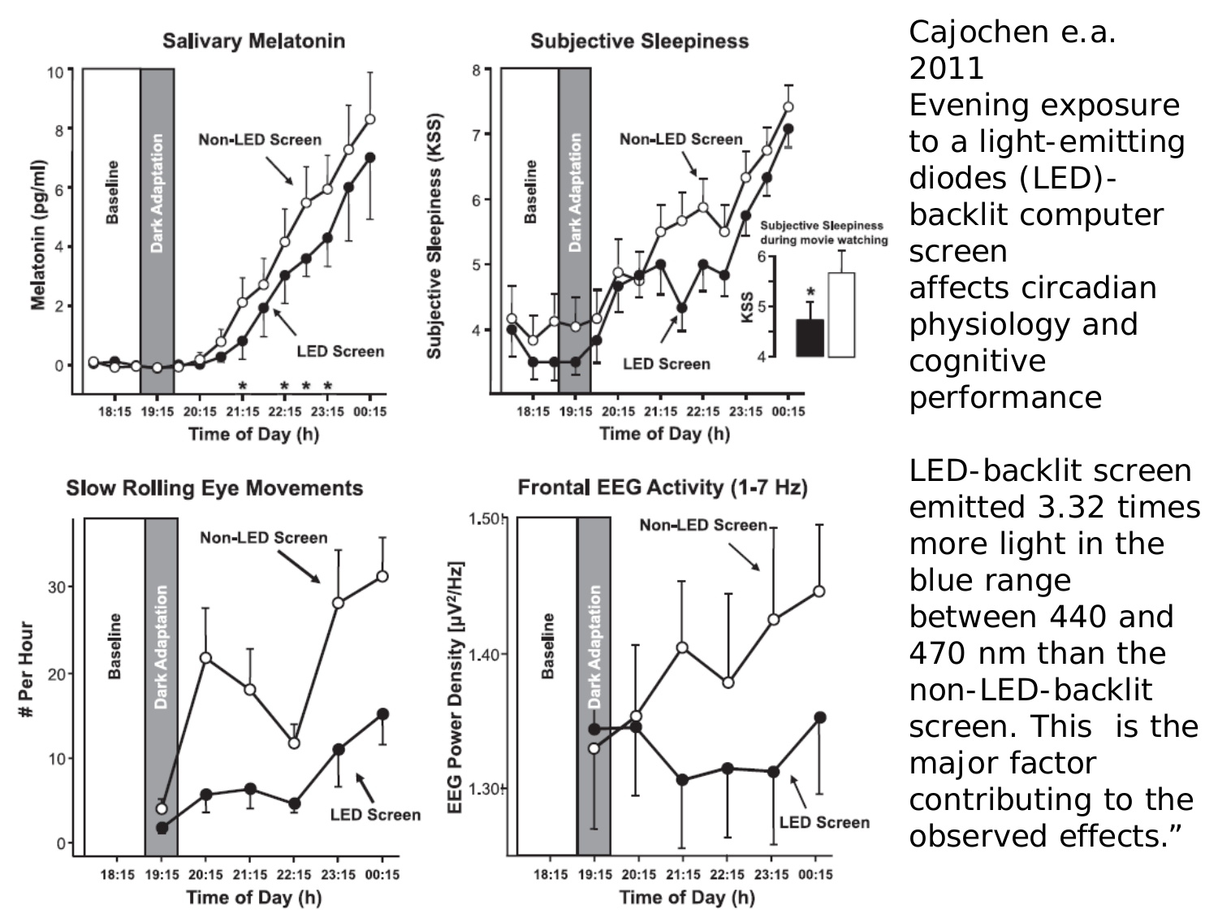Cajochen e.a. 2011
Evening exposure to a light-emitting diodes (LED)-backlit computer screen affects circadian physiology and cognitive performance

LED-backlit screen emitted 3.32 times more light in the blue range between 440 and 470 nm than the non-LED-backlit screen. This is the major factor contributing to the observed effects."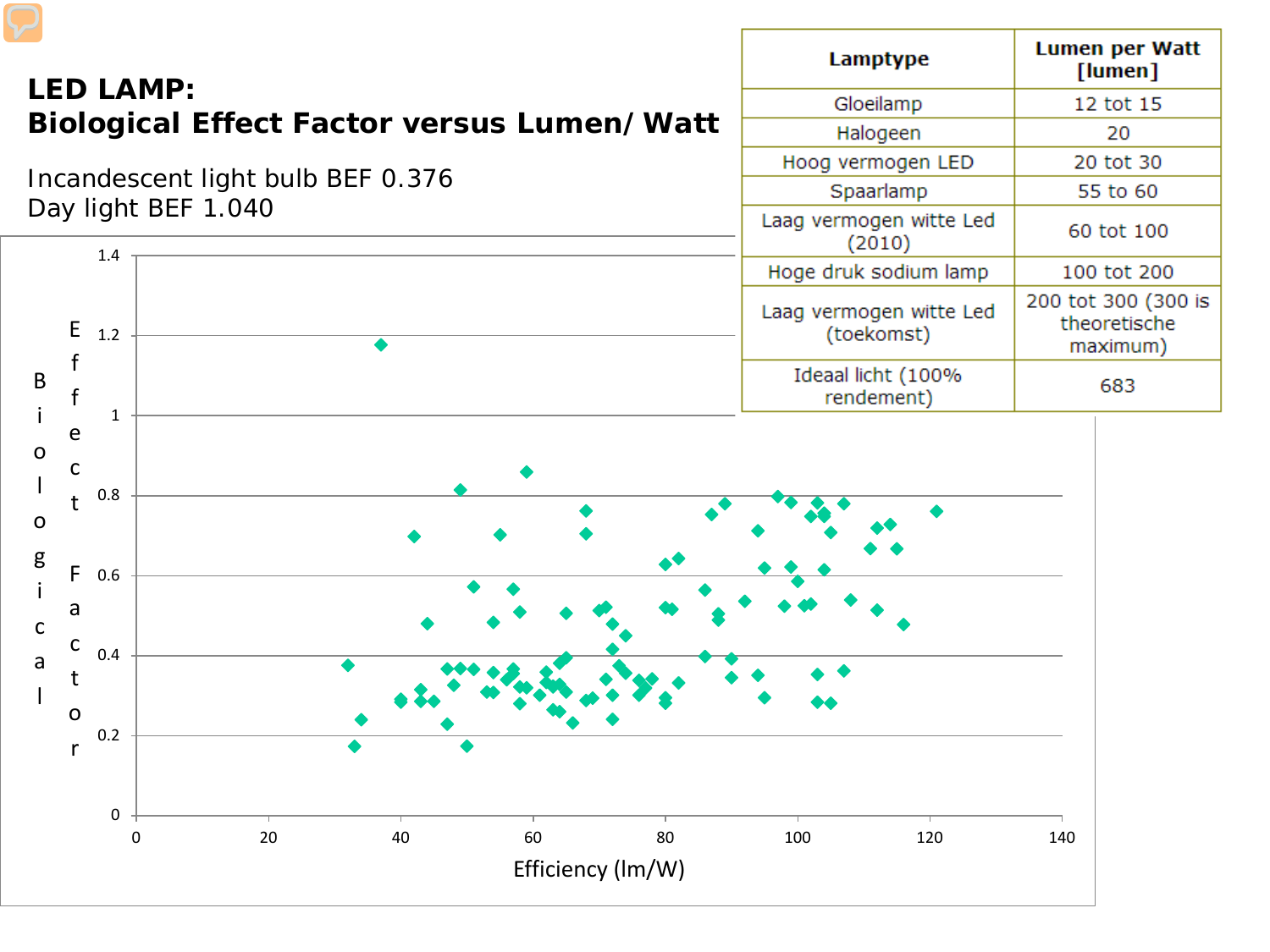# LED LAMP:
# Biological Effect Factor versus Lumen/ Watt

Incandescent light bulb BEF 0.376
Day light BEF 1.040

| Lamptype | Lumen per Watt [lumen] |
| --- | --- |
| Gloeilamp | 12 tot 15 |
| Halogeen | 20 |
| Hoog vermogen LED | 20 tot 30 |
| Spaarlamp | 55 to 60 |
| Laag vermogen witte Led (2010) | 60 tot 100 |
| Hoge druk sodium lamp | 100 tot 200 |
| Laag vermogen witte Led (toekomst) | 200 tot 300 (300 is theoretische maximum) |
| Ideaal licht (100% rendement) | 683 |

Biological Effect Factor

Efficiency (lm/W)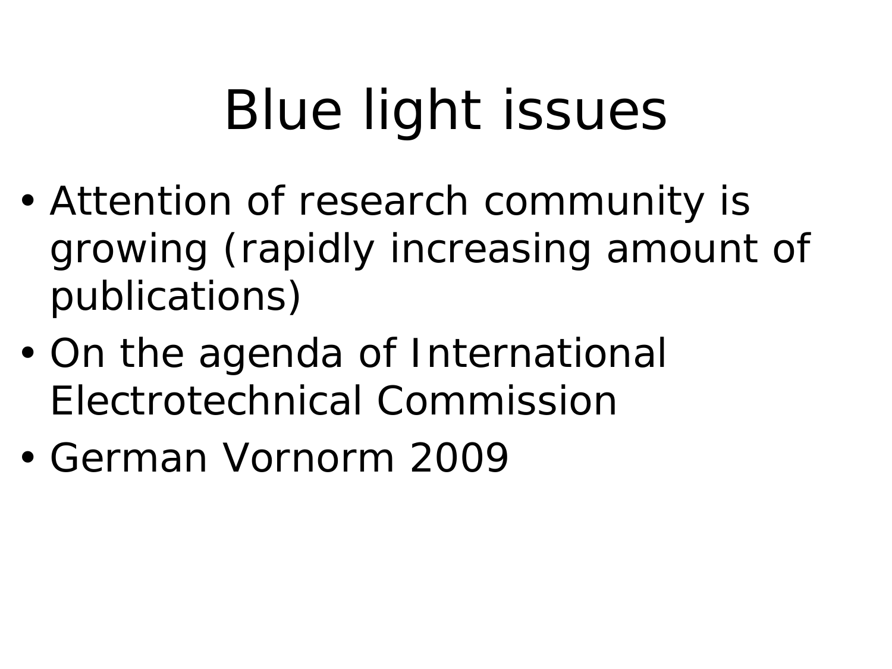# Blue light issues

- Attention of research community is growing (rapidly increasing amount of publications)
- On the agenda of International Electrotechnical Commission
- German Vornorm 2009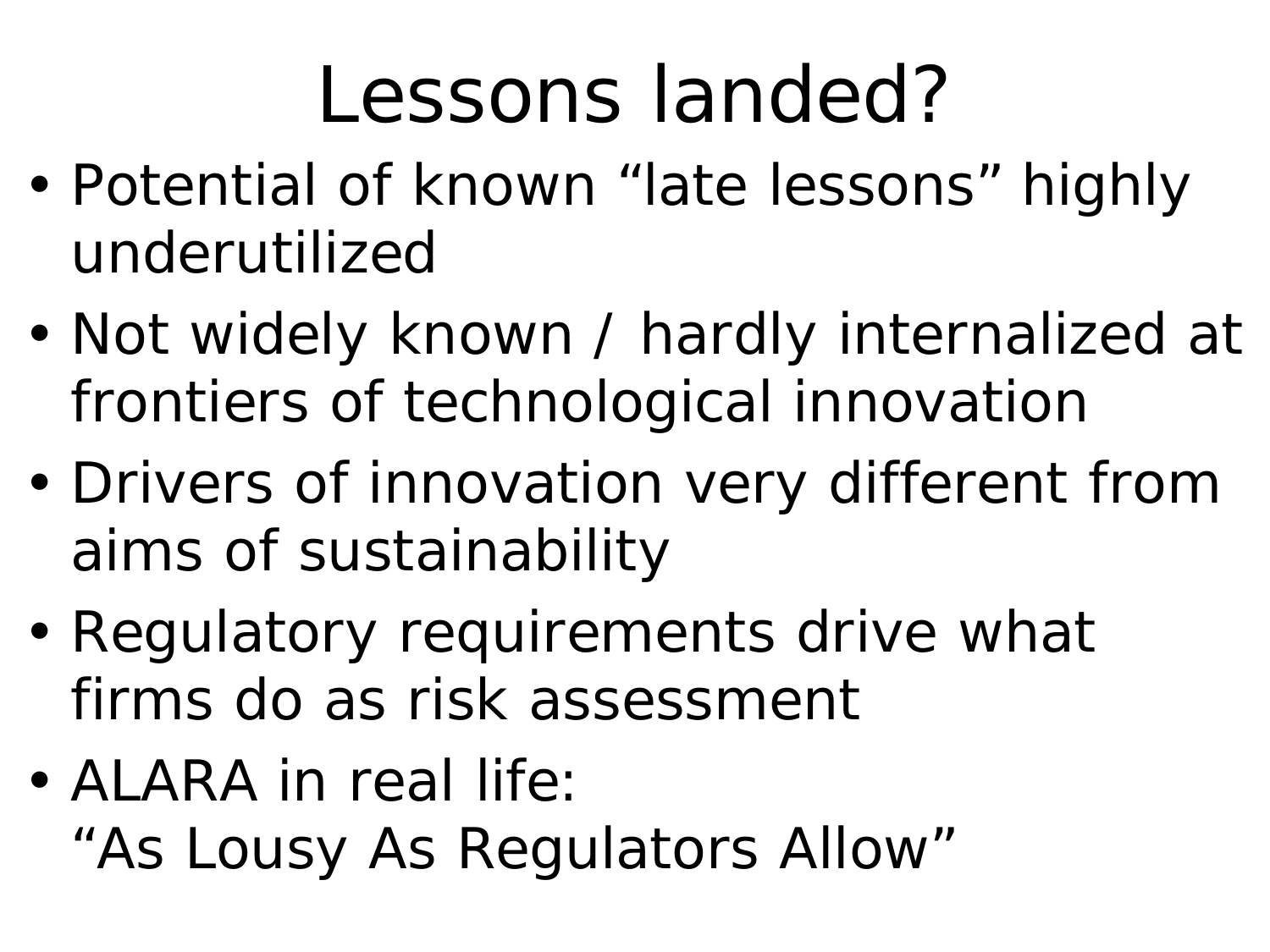# Lessons landed?

- Potential of known "late lessons" highly underutilized
- Not widely known / hardly internalized at frontiers of technological innovation
- Drivers of innovation very different from aims of sustainability
- Regulatory requirements drive what firms do as risk assessment
- ALARA in real life:
  "As Lousy As Regulators Allow"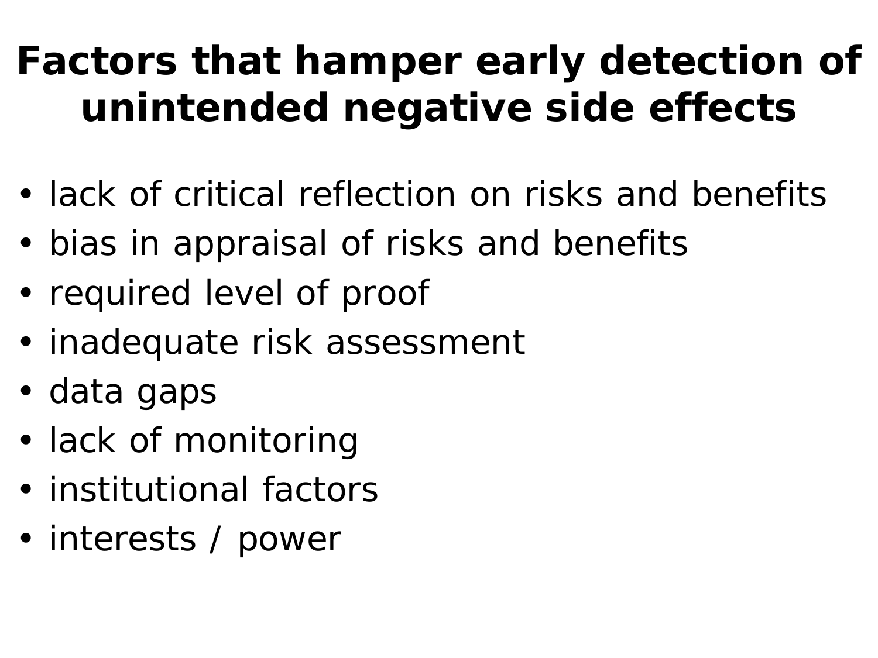# Factors that hamper early detection of unintended negative side effects

- lack of critical reflection on risks and benefits
- bias in appraisal of risks and benefits
- required level of proof
- inadequate risk assessment
- data gaps
- lack of monitoring
- institutional factors
- interests / power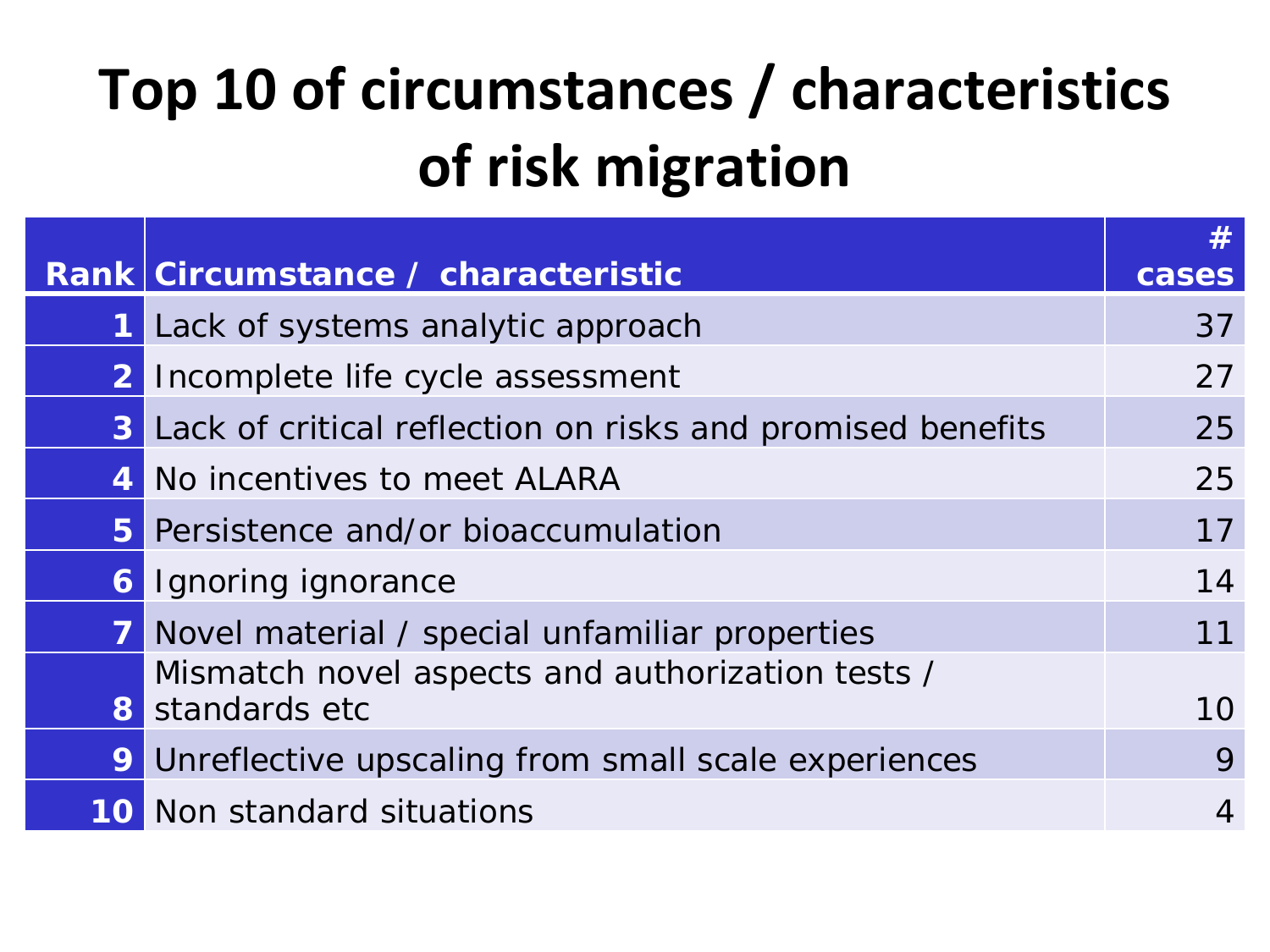# Top 10 of circumstances / characteristics of risk migration

| Rank | Circumstance / characteristic | # cases |
|---|---|---|
| 1 | Lack of systems analytic approach | 37 |
| 2 | Incomplete life cycle assessment | 27 |
| 3 | Lack of critical reflection on risks and promised benefits | 25 |
| 4 | No incentives to meet ALARA | 25 |
| 5 | Persistence and/or bioaccumulation | 17 |
| 6 | Ignoring ignorance | 14 |
| 7 | Novel material / special unfamiliar properties | 11 |
| 8 | Mismatch novel aspects and authorization tests / standards etc | 10 |
| 9 | Unreflective upscaling from small scale experiences | 9 |
| 10 | Non standard situations | 4 |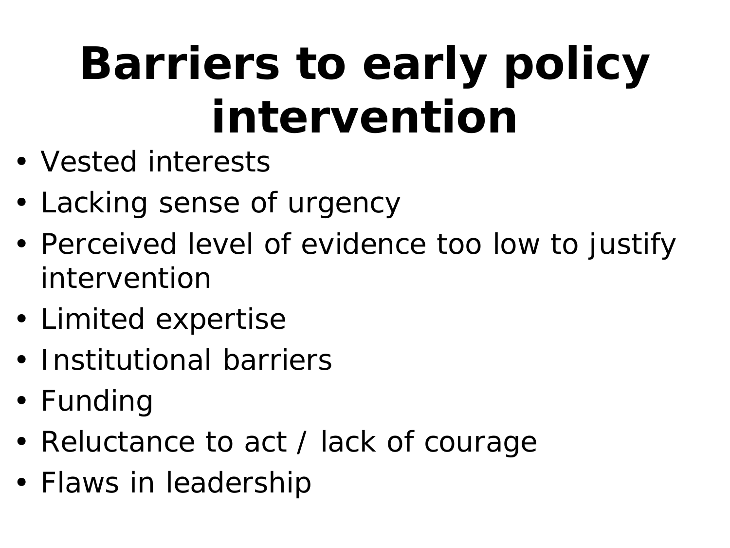# Barriers to early policy intervention

- Vested interests
- Lacking sense of urgency
- Perceived level of evidence too low to justify intervention
- Limited expertise
- Institutional barriers
- Funding
- Reluctance to act / lack of courage
- Flaws in leadership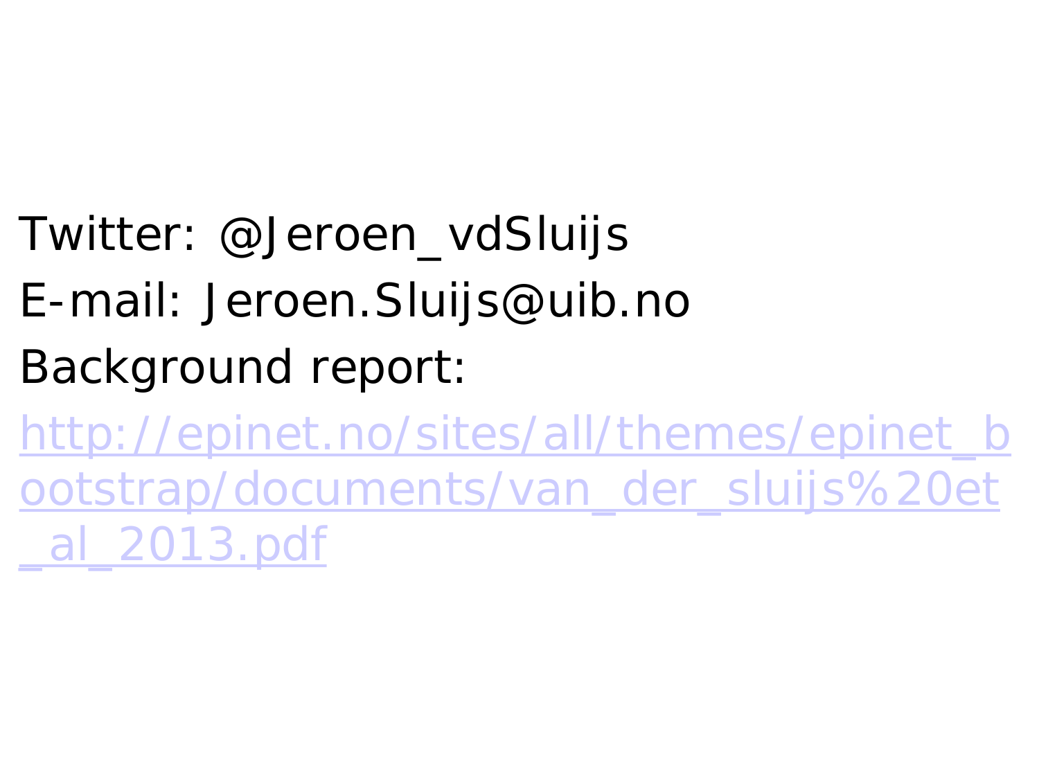Twitter: @Jeroen_vdSluijs

E-mail: Jeroen.Sluijs@uib.no

Background report:

[http://epinet.no/sites/all/themes/epinet_bootstrap/documents/van_der_sluijs%20et_al_2013.pdf](http://epinet.no/sites/all/themes/epinet_bootstrap/documents/van_der_sluijs%20et_al_2013.pdf)